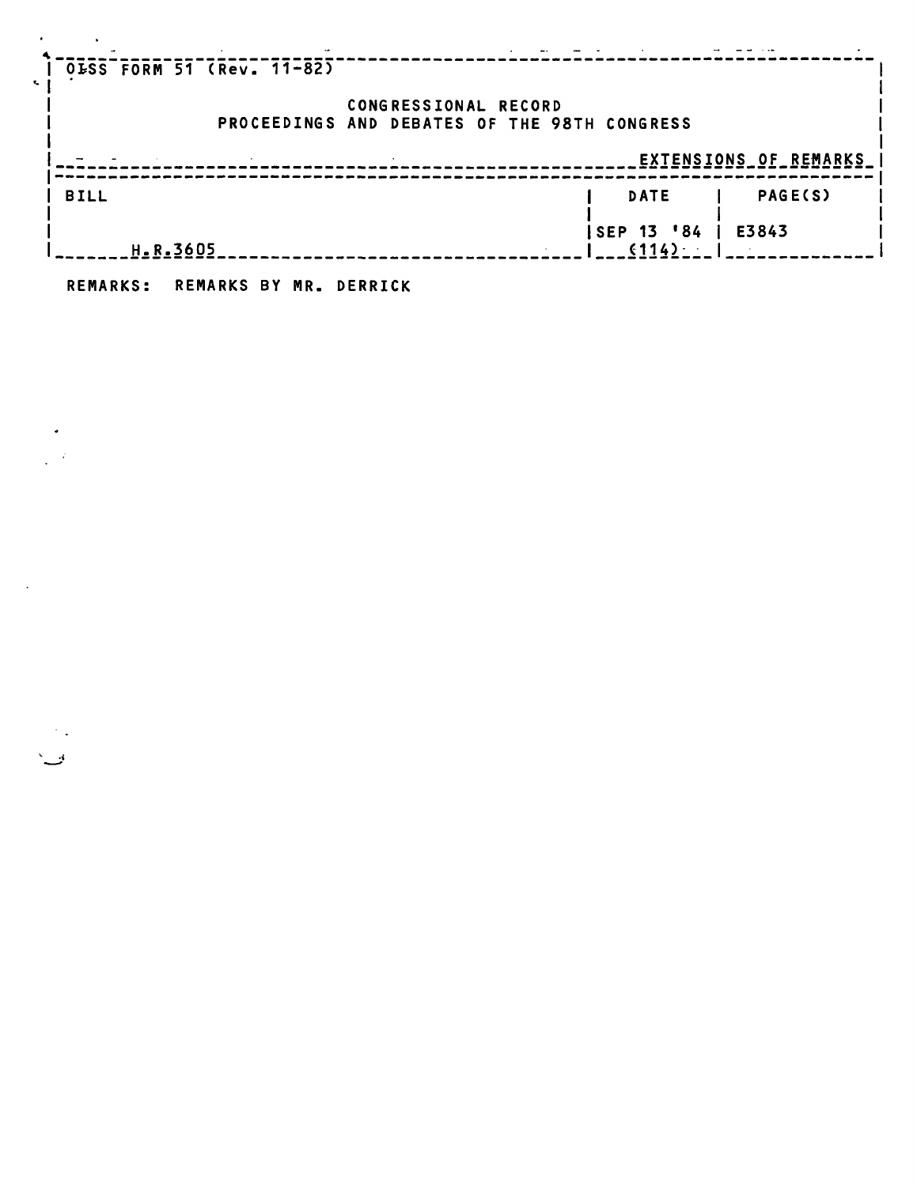OISS FORM 51 (Rev. 11-82)

CONGRESSIONAL RECORD
PROCEEDINGS AND DEBATES OF THE 98TH CONGRESS

EXTENSIONS OF REMARKS

| BILL | DATE | PAGE(S) |
| --- | --- | --- |
| H.R.3605 | SEP 13 '84 (114) | E3843 |

REMARKS: REMARKS BY MR. DERRICK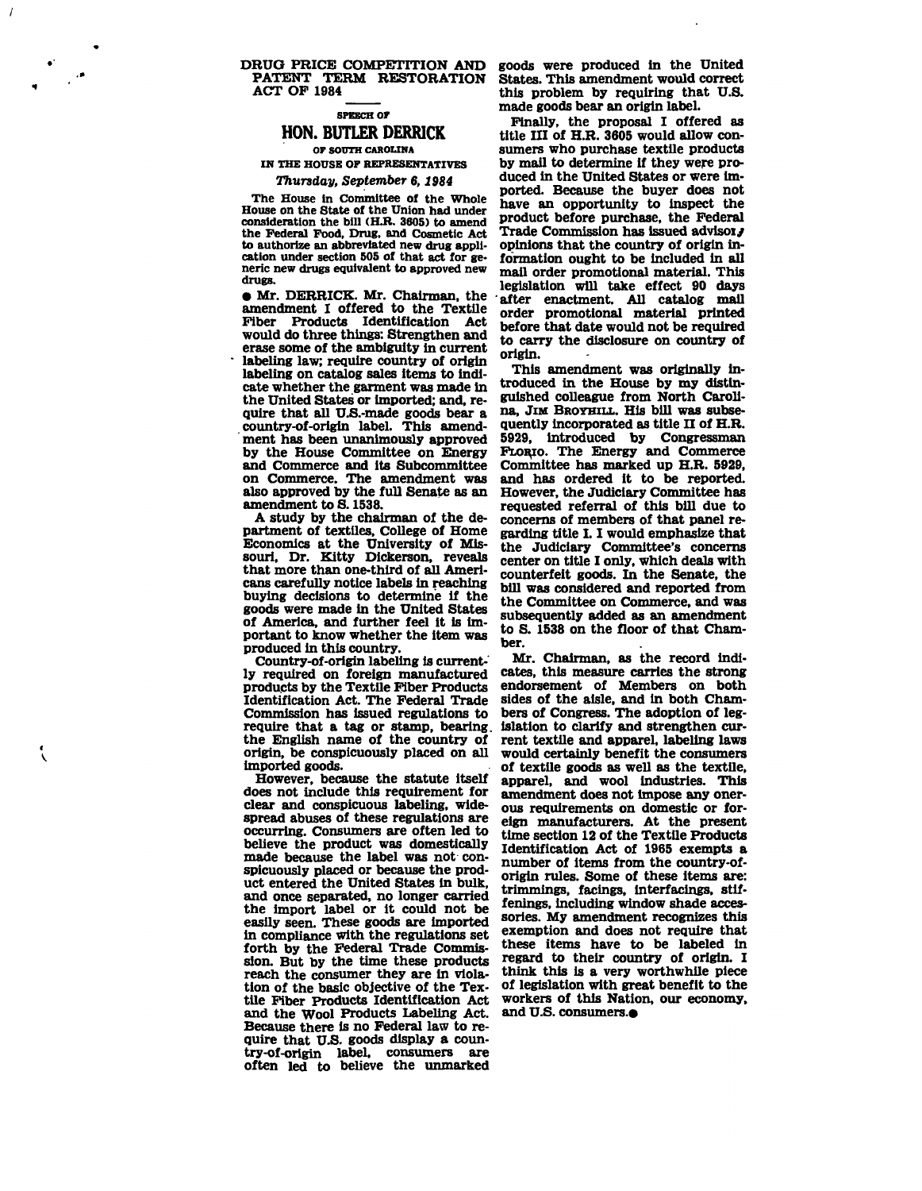## DRUG PRICE COMPETITION AND PATENT TERM RESTORATION ACT OF 1984

SPEECH OF

### HON. BUTLER DERRICK

OF SOUTH CAROLINA

IN THE HOUSE OF REPRESENTATIVES

*Thursday, September 6, 1984*

The House in Committee of the Whole House on the State of the Union had under consideration the bill (H.R. 3605) to amend the Federal Food, Drug, and Cosmetic Act to authorize an abbreviated new drug application under section 505 of that act for generic new drugs equivalent to approved new drugs.

● Mr. DERRICK. Mr. Chairman, the amendment I offered to the Textile Fiber Products Identification Act would do three things: Strengthen and erase some of the ambiguity in current labeling law; require country of origin labeling on catalog sales items to indicate whether the garment was made in the United States or imported; and, require that all U.S.-made goods bear a country-of-origin label. This amendment has been unanimously approved by the House Committee on Energy and Commerce and its Subcommittee on Commerce. The amendment was also approved by the full Senate as an amendment to S. 1538.

A study by the chairman of the department of textiles, College of Home Economics at the University of Missouri, Dr. Kitty Dickerson, reveals that more than one-third of all Americans carefully notice labels in reaching buying decisions to determine if the goods were made in the United States of America, and further feel it is important to know whether the item was produced in this country.

Country-of-origin labeling is currently required on foreign manufactured products by the Textile Fiber Products Identification Act. The Federal Trade Commission has issued regulations to require that a tag or stamp, bearing the English name of the country of origin, be conspicuously placed on all imported goods.

However, because the statute itself does not include this requirement for clear and conspicuous labeling, widespread abuses of these regulations are occurring. Consumers are often led to believe the product was domestically made because the label was not conspicuously placed or because the product entered the United States in bulk, and once separated, no longer carried the import label or it could not be easily seen. These goods are imported in compliance with the regulations set forth by the Federal Trade Commission. But by the time these products reach the consumer they are in violation of the basic objective of the Textile Fiber Products Identification Act and the Wool Products Labeling Act. Because there is no Federal law to require that U.S. goods display a country-of-origin label, consumers are often led to believe the unmarked goods were produced in the United States. This amendment would correct this problem by requiring that U.S. made goods bear an origin label.

Finally, the proposal I offered as title III of H.R. 3605 would allow consumers who purchase textile products by mail to determine if they were produced in the United States or were imported. Because the buyer does not have an opportunity to inspect the product before purchase, the Federal Trade Commission has issued advisory opinions that the country of origin information ought to be included in all mail order promotional material. This legislation will take effect 90 days after enactment. All catalog mail order promotional material printed before that date would not be required to carry the disclosure on country of origin.

This amendment was originally introduced in the House by my distinguished colleague from North Carolina, JIM BROYHILL. His bill was subsequently incorporated as title II of H.R. 5929, introduced by Congressman FLORIO. The Energy and Commerce Committee has marked up H.R. 5929, and has ordered it to be reported. However, the Judiciary Committee has requested referral of this bill due to concerns of members of that panel regarding title I. I would emphasize that the Judiciary Committee's concerns center on title I only, which deals with counterfeit goods. In the Senate, the bill was considered and reported from the Committee on Commerce, and was subsequently added as an amendment to S. 1538 on the floor of that Chamber.

Mr. Chairman, as the record indicates, this measure carries the strong endorsement of Members on both sides of the aisle, and in both Chambers of Congress. The adoption of legislation to clarify and strengthen current textile and apparel, labeling laws would certainly benefit the consumers of textile goods as well as the textile, apparel, and wool industries. This amendment does not impose any onerous requirements on domestic or foreign manufacturers. At the present time section 12 of the Textile Products Identification Act of 1965 exempts a number of items from the country-of-origin rules. Some of these items are: trimmings, facings, interfacings, stiffenings, including window shade accessories. My amendment recognizes this exemption and does not require that these items have to be labeled in regard to their country of origin. I think this is a very worthwhile piece of legislation with great benefit to the workers of this Nation, our economy, and U.S. consumers.●